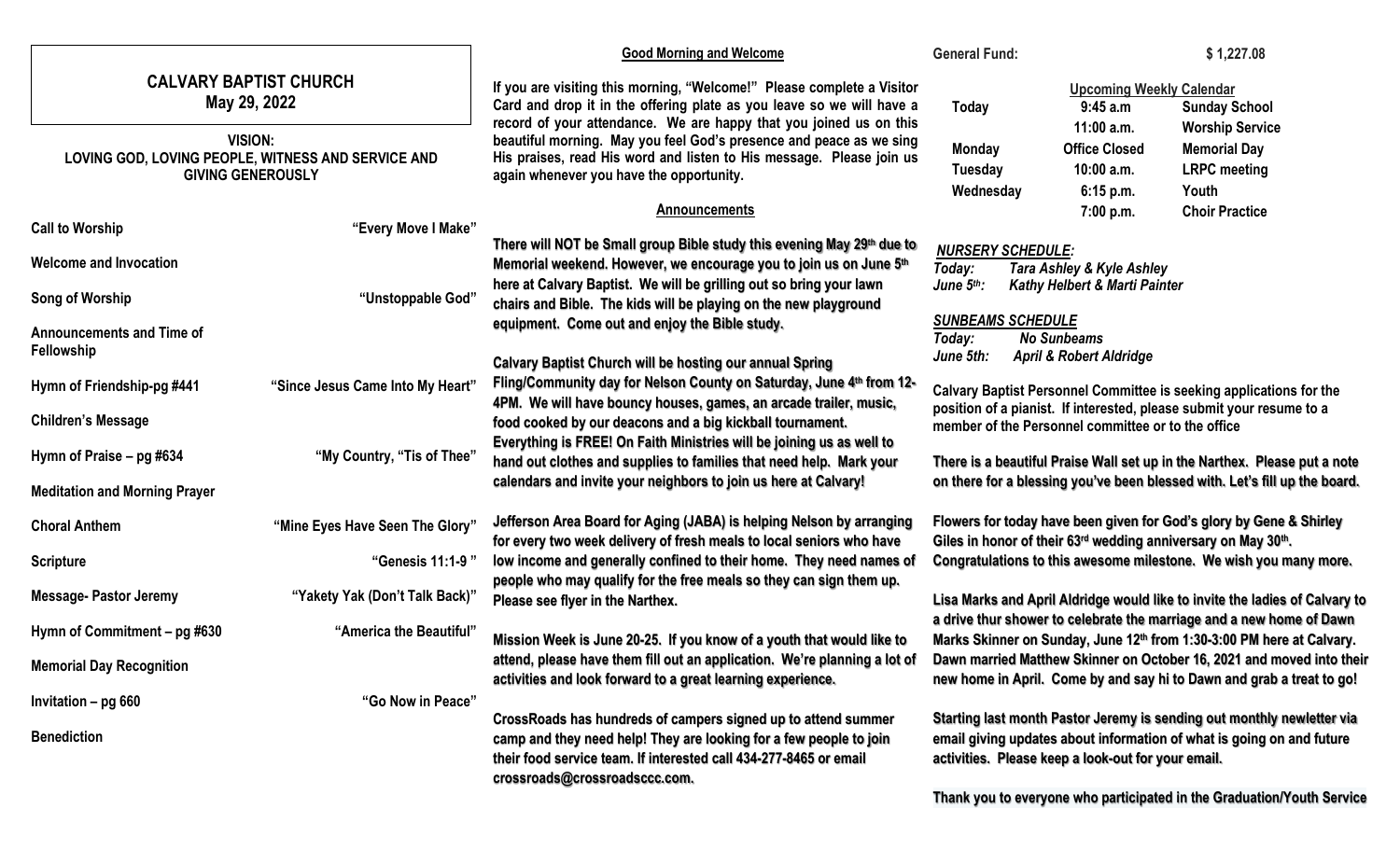# CALVARY BAPTIST CHURCH

## May 29, 2022

**VISION:**
**LOVING GOD, LOVING PEOPLE, WITNESS AND SERVICE AND GIVING GENEROUSLY**

| | |
|---|---|
| **Call to Worship** | **"Every Move I Make"** |
| **Welcome and Invocation** | |
| **Song of Worship** | **"Unstoppable God"** |
| **Announcements and Time of Fellowship** | |
| **Hymn of Friendship-pg #441** | **"Since Jesus Came Into My Heart"** |
| **Children's Message** | |
| **Hymn of Praise – pg #634** | **"My Country, "Tis of Thee"** |
| **Meditation and Morning Prayer** | |
| **Choral Anthem** | **"Mine Eyes Have Seen The Glory"** |
| **Scripture** | **"Genesis 11:1-9 "** |
| **Message- Pastor Jeremy** | **"Yakety Yak (Don't Talk Back)"** |
| **Hymn of Commitment – pg #630** | **"America the Beautiful"** |
| **Memorial Day Recognition** | |
| **Invitation – pg 660** | **"Go Now in Peace"** |
| **Benediction** | |

### Good Morning and Welcome

**If you are visiting this morning, "Welcome!" Please complete a Visitor Card and drop it in the offering plate as you leave so we will have a record of your attendance. We are happy that you joined us on this beautiful morning. May you feel God's presence and peace as we sing His praises, read His word and listen to His message. Please join us again whenever you have the opportunity.**

### Announcements

**There will NOT be Small group Bible study this evening May 29th due to Memorial weekend. However, we encourage you to join us on June 5th here at Calvary Baptist. We will be grilling out so bring your lawn chairs and Bible. The kids will be playing on the new playground equipment. Come out and enjoy the Bible study.**

**Calvary Baptist Church will be hosting our annual Spring Fling/Community day for Nelson County on Saturday, June 4th from 12-4PM. We will have bouncy houses, games, an arcade trailer, music, food cooked by our deacons and a big kickball tournament. Everything is FREE! On Faith Ministries will be joining us as well to hand out clothes and supplies to families that need help. Mark your calendars and invite your neighbors to join us here at Calvary!**

**Jefferson Area Board for Aging (JABA) is helping Nelson by arranging for every two week delivery of fresh meals to local seniors who have low income and generally confined to their home. They need names of people who may qualify for the free meals so they can sign them up. Please see flyer in the Narthex.**

**Mission Week is June 20-25. If you know of a youth that would like to attend, please have them fill out an application. We're planning a lot of activities and look forward to a great learning experience.**

**CrossRoads has hundreds of campers signed up to attend summer camp and they need help! They are looking for a few people to join their food service team. If interested call 434-277-8465 or email crossroads@crossroadsccc.com.**

**General Fund: $ 1,227.08**

**Upcoming Weekly Calendar**

| | | |
|---|---|---|
| **Today** | **9:45 a.m** | **Sunday School** |
| | **11:00 a.m.** | **Worship Service** |
| **Monday** | **Office Closed** | **Memorial Day** |
| **Tuesday** | **10:00 a.m.** | **LRPC meeting** |
| **Wednesday** | **6:15 p.m.** | **Youth** |
| | **7:00 p.m.** | **Choir Practice** |

***NURSERY SCHEDULE:***
*Today: Tara Ashley & Kyle Ashley*
*June 5th: Kathy Helbert & Marti Painter*

***SUNBEAMS SCHEDULE***
*Today: No Sunbeams*
*June 5th: April & Robert Aldridge*

**Calvary Baptist Personnel Committee is seeking applications for the position of a pianist. If interested, please submit your resume to a member of the Personnel committee or to the office**

**There is a beautiful Praise Wall set up in the Narthex. Please put a note on there for a blessing you've been blessed with. Let's fill up the board.**

**Flowers for today have been given for God's glory by Gene & Shirley Giles in honor of their 63rd wedding anniversary on May 30th. Congratulations to this awesome milestone. We wish you many more.**

**Lisa Marks and April Aldridge would like to invite the ladies of Calvary to a drive thur shower to celebrate the marriage and a new home of Dawn Marks Skinner on Sunday, June 12th from 1:30-3:00 PM here at Calvary. Dawn married Matthew Skinner on October 16, 2021 and moved into their new home in April. Come by and say hi to Dawn and grab a treat to go!**

**Starting last month Pastor Jeremy is sending out monthly newletter via email giving updates about information of what is going on and future activities. Please keep a look-out for your email.**

**Thank you to everyone who participated in the Graduation/Youth Service**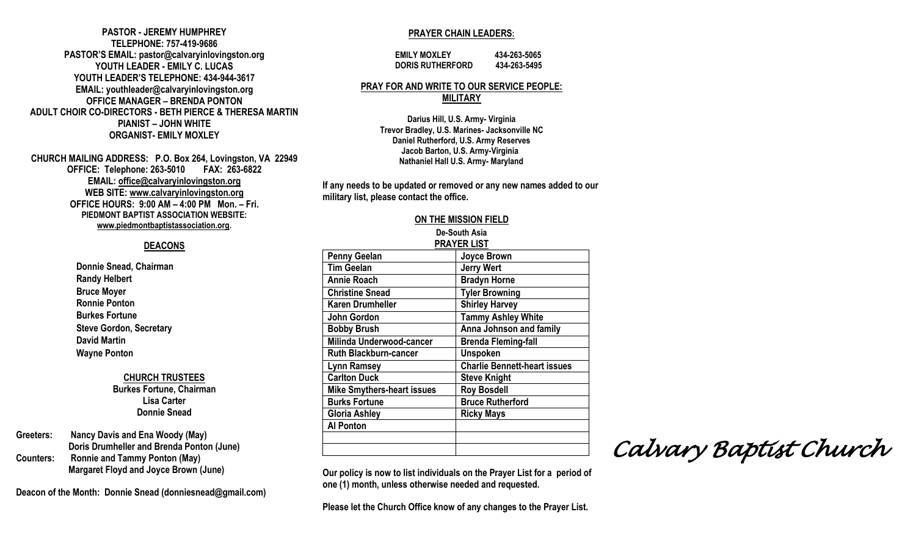**PASTOR - JEREMY HUMPHREY**
**TELEPHONE: 757-419-9686**
**PASTOR'S EMAIL: pastor@calvaryinlovingston.org**
**YOUTH LEADER - EMILY C. LUCAS**
**YOUTH LEADER'S TELEPHONE: 434-944-3617**
**EMAIL: youthleader@calvaryinlovingston.org**
**OFFICE MANAGER – BRENDA PONTON**
**ADULT CHOIR CO-DIRECTORS - BETH PIERCE & THERESA MARTIN**
**PIANIST – JOHN WHITE**
**ORGANIST- EMILY MOXLEY**

**CHURCH MAILING ADDRESS: P.O. Box 264, Lovingston, VA 22949**
**OFFICE: Telephone: 263-5010 FAX: 263-6822**
**EMAIL: office@calvaryinlovingston.org**
**WEB SITE: www.calvaryinlovingston.org**
**OFFICE HOURS: 9:00 AM – 4:00 PM Mon. – Fri.**
**PIEDMONT BAPTIST ASSOCIATION WEBSITE:**
**www.piedmontbaptistassociation.org.**

## DEACONS

**Donnie Snead, Chairman**
**Randy Helbert**
**Bruce Moyer**
**Ronnie Ponton**
**Burkes Fortune**
**Steve Gordon, Secretary**
**David Martin**
**Wayne Ponton**

## CHURCH TRUSTEES

**Burkes Fortune, Chairman**
**Lisa Carter**
**Donnie Snead**

**Greeters:** Nancy Davis and Ena Woody (May)
Doris Drumheller and Brenda Ponton (June)
**Counters:** Ronnie and Tammy Ponton (May)
Margaret Floyd and Joyce Brown (June)

**Deacon of the Month: Donnie Snead (donniesnead@gmail.com)**

## PRAYER CHAIN LEADERS:

**EMILY MOXLEY 434-263-5065**
**DORIS RUTHERFORD 434-263-5495**

## PRAY FOR AND WRITE TO OUR SERVICE PEOPLE:
## MILITARY

**Darius Hill, U.S. Army- Virginia**
**Trevor Bradley, U.S. Marines- Jacksonville NC**
**Daniel Rutherford, U.S. Army Reserves**
**Jacob Barton, U.S. Army-Virginia**
**Nathaniel Hall U.S. Army- Maryland**

**If any needs to be updated or removed or any new names added to our military list, please contact the office.**

## ON THE MISSION FIELD

**De-South Asia**

## PRAYER LIST

| | |
|---|---|
| Penny Geelan | Joyce Brown |
| Tim Geelan | Jerry Wert |
| Annie Roach | Bradyn Horne |
| Christine Snead | Tyler Browning |
| Karen Drumheller | Shirley Harvey |
| John Gordon | Tammy Ashley White |
| Bobby Brush | Anna Johnson and family |
| Milinda Underwood-cancer | Brenda Fleming-fall |
| Ruth Blackburn-cancer | Unspoken |
| Lynn Ramsey | Charlie Bennett-heart issues |
| Carlton Duck | Steve Knight |
| Mike Smythers-heart issues | Roy Bosdell |
| Burks Fortune | Bruce Rutherford |
| Gloria Ashley | Ricky Mays |
| Al Ponton | |
| | |
| | |

**Our policy is now to list individuals on the Prayer List for a period of one (1) month, unless otherwise needed and requested.**

**Please let the Church Office know of any changes to the Prayer List.**

*Calvary Baptist Church*